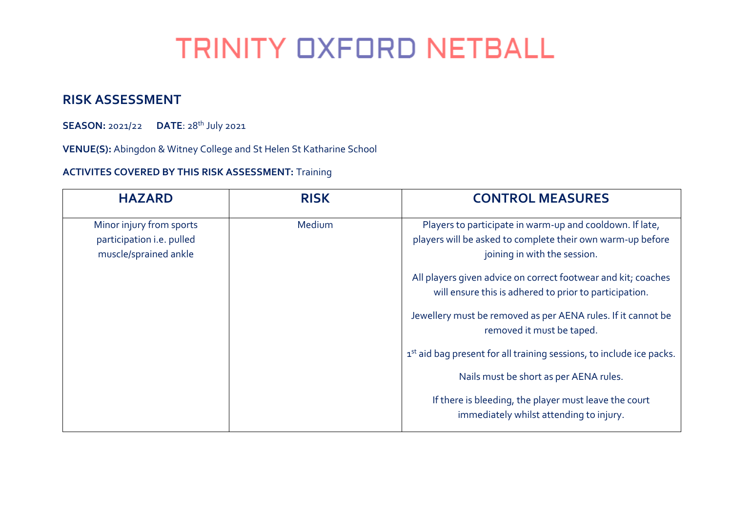# TRINITY OXFORD NETBALL

## RISK ASSESSMENT

**SEASON:** 2021/22 **DATE**: 28th July 2021

**VENUE(S):** Abingdon & Witney College and St Helen St Katharine School

**ACTIVITES COVERED BY THIS RISK ASSESSMENT:** Training

| HAZARD | RISK | CONTROL MEASURES |
|---|---|---|
| Minor injury from sports participation i.e. pulled muscle/sprained ankle | Medium | Players to participate in warm-up and cooldown. If late, players will be asked to complete their own warm-up before joining in with the session.<br><br>All players given advice on correct footwear and kit; coaches will ensure this is adhered to prior to participation.<br><br>Jewellery must be removed as per AENA rules. If it cannot be removed it must be taped.<br><br>1st aid bag present for all training sessions, to include ice packs.<br><br>Nails must be short as per AENA rules.<br><br>If there is bleeding, the player must leave the court immediately whilst attending to injury. |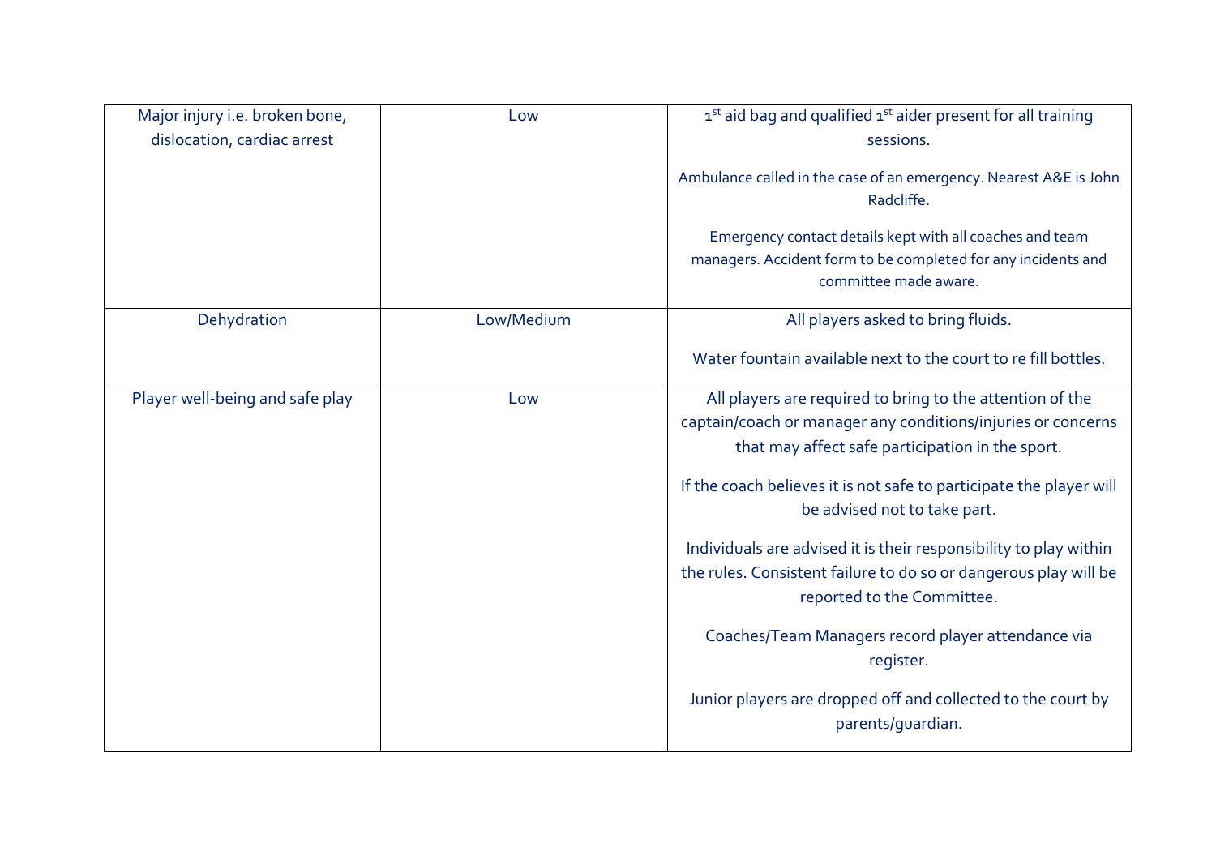| | | |
|---|---|---|
| Major injury i.e. broken bone, dislocation, cardiac arrest | Low | 1st aid bag and qualified 1st aider present for all training sessions.<br><br>Ambulance called in the case of an emergency. Nearest A&E is John Radcliffe.<br><br>Emergency contact details kept with all coaches and team managers. Accident form to be completed for any incidents and committee made aware. |
| Dehydration | Low/Medium | All players asked to bring fluids.<br><br>Water fountain available next to the court to re fill bottles. |
| Player well-being and safe play | Low | All players are required to bring to the attention of the captain/coach or manager any conditions/injuries or concerns that may affect safe participation in the sport.<br><br>If the coach believes it is not safe to participate the player will be advised not to take part.<br><br>Individuals are advised it is their responsibility to play within the rules. Consistent failure to do so or dangerous play will be reported to the Committee.<br><br>Coaches/Team Managers record player attendance via register.<br><br>Junior players are dropped off and collected to the court by parents/guardian. |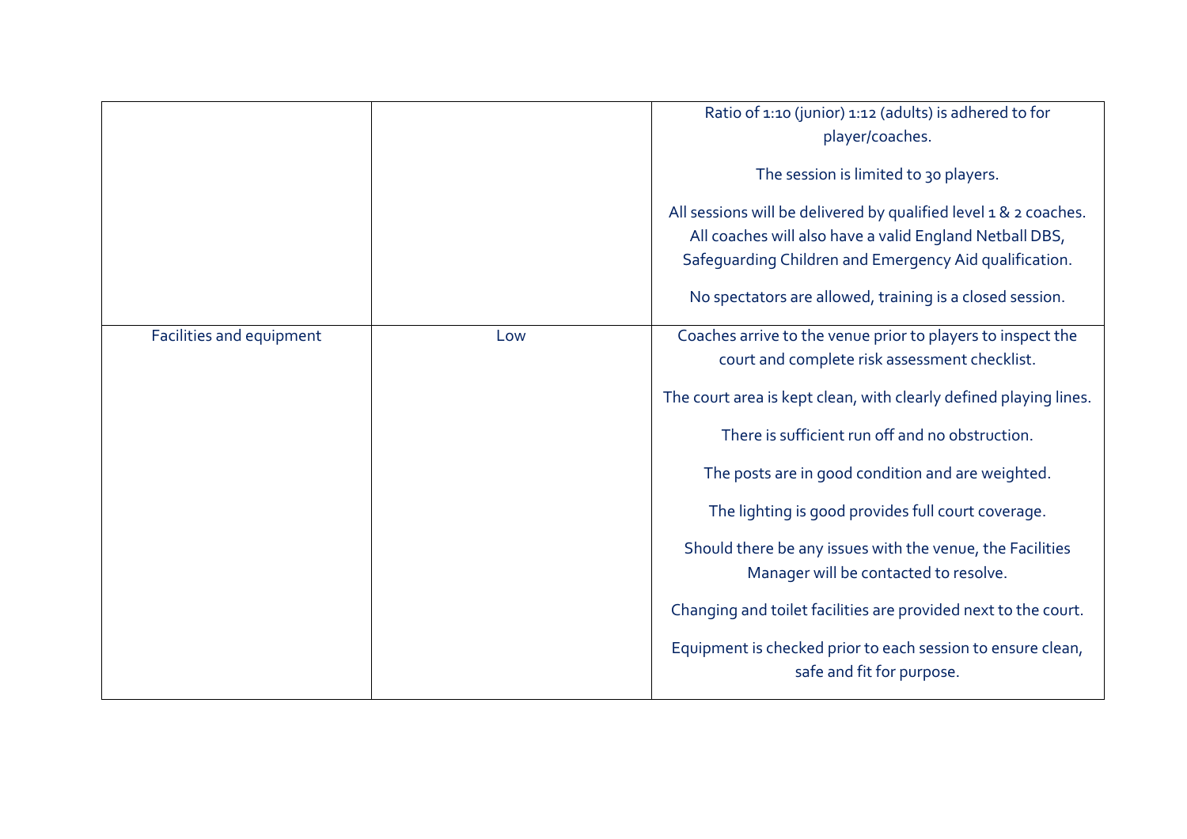| | | |
|---|---|---|
| | | Ratio of 1:10 (junior) 1:12 (adults) is adhered to for player/coaches.<br><br>The session is limited to 30 players.<br><br>All sessions will be delivered by qualified level 1 & 2 coaches. All coaches will also have a valid England Netball DBS, Safeguarding Children and Emergency Aid qualification.<br><br>No spectators are allowed, training is a closed session. |
| Facilities and equipment | Low | Coaches arrive to the venue prior to players to inspect the court and complete risk assessment checklist.<br><br>The court area is kept clean, with clearly defined playing lines.<br><br>There is sufficient run off and no obstruction.<br><br>The posts are in good condition and are weighted.<br><br>The lighting is good provides full court coverage.<br><br>Should there be any issues with the venue, the Facilities Manager will be contacted to resolve.<br><br>Changing and toilet facilities are provided next to the court.<br><br>Equipment is checked prior to each session to ensure clean, safe and fit for purpose. |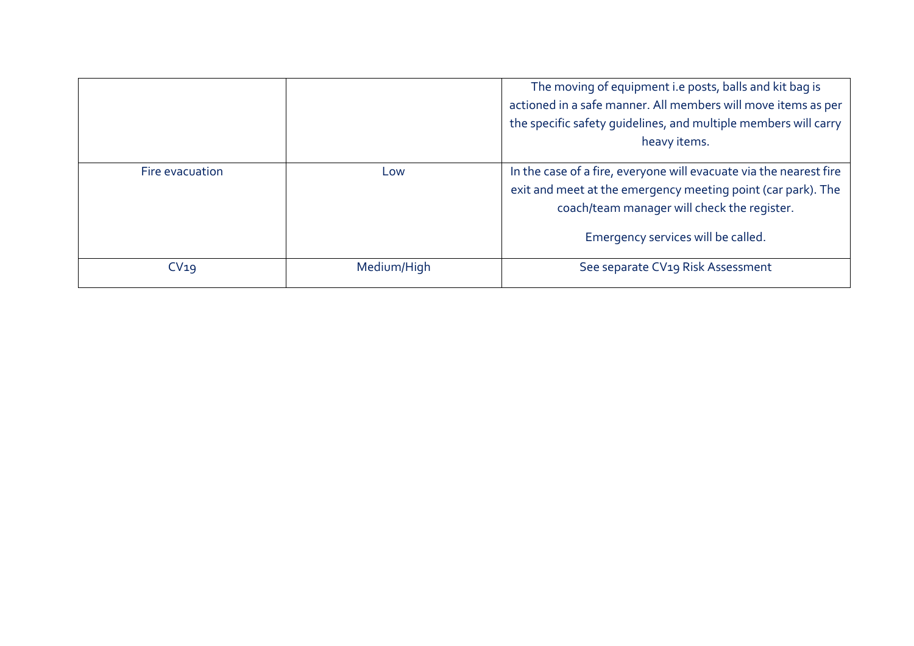| | | |
|---|---|---|
| | | The moving of equipment i.e posts, balls and kit bag is actioned in a safe manner. All members will move items as per the specific safety guidelines, and multiple members will carry heavy items. |
| Fire evacuation | Low | In the case of a fire, everyone will evacuate via the nearest fire exit and meet at the emergency meeting point (car park). The coach/team manager will check the register.<br><br>Emergency services will be called. |
| CV19 | Medium/High | See separate CV19 Risk Assessment |